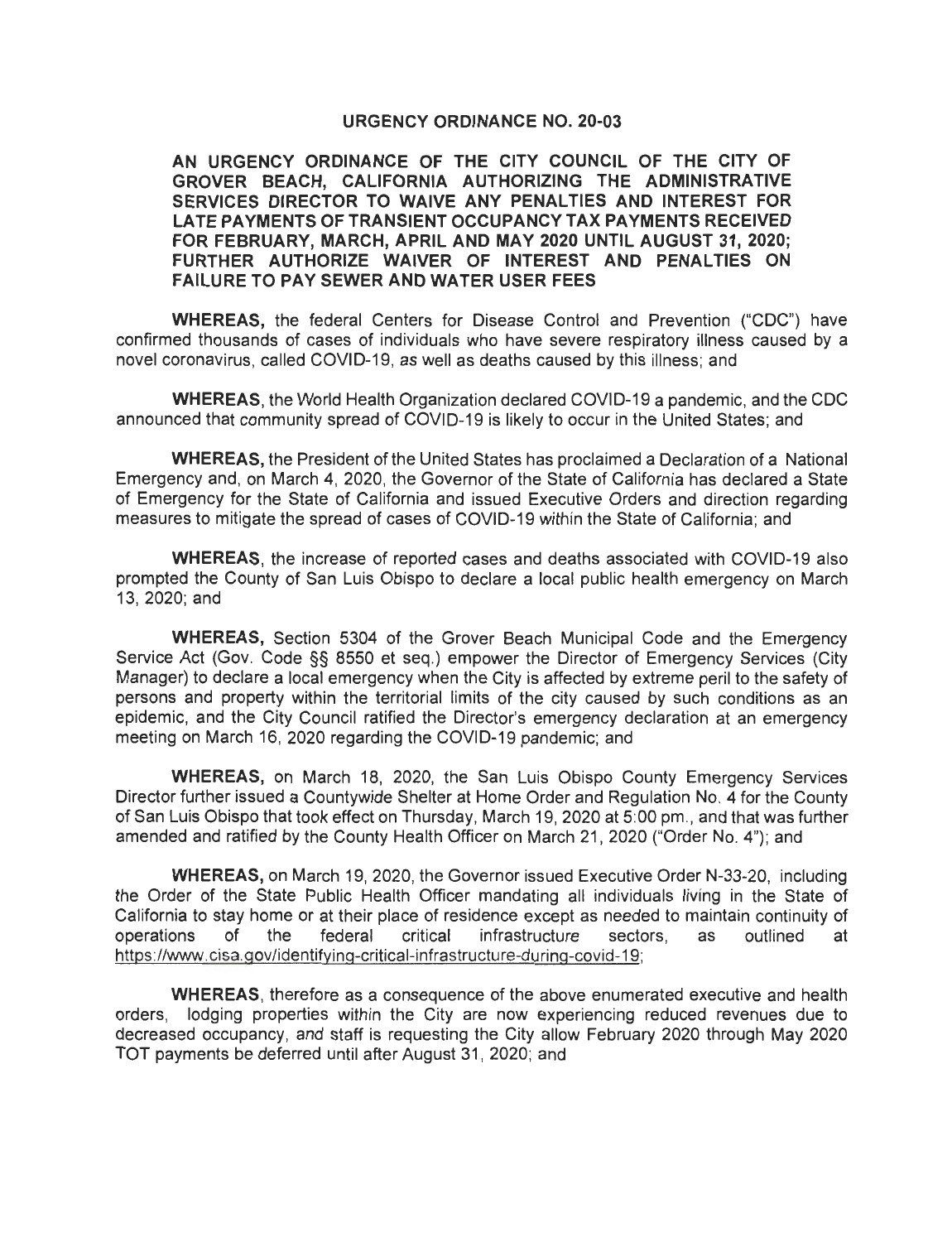# URGENCY ORDINANCE NO. 20-03

## AN URGENCY ORDINANCE OF THE CITY COUNCIL OF THE CITY OF GROVER BEACH, CALIFORNIA AUTHORIZING THE ADMINISTRATIVE SERVICES DIRECTOR TO WAIVE ANY PENALTIES AND INTEREST FOR LATE PAYMENTS OF TRANSIENT OCCUPANCY TAX PAYMENTS RECEIVED FOR FEBRUARY, MARCH, APRIL AND MAY 2020 UNTIL AUGUST 31, 2020; FURTHER AUTHORIZE WAIVER OF INTEREST AND PENALTIES ON FAILURE TO PAY SEWER AND WATER USER FEES

**WHEREAS,** the federal Centers for Disease Control and Prevention ("CDC") have confirmed thousands of cases of individuals who have severe respiratory illness caused by a novel coronavirus, called COVID-19, as well as deaths caused by this illness; and

**WHEREAS,** the World Health Organization declared COVID-19 a pandemic, and the CDC announced that community spread of COVID-19 is likely to occur in the United States; and

**WHEREAS,** the President of the United States has proclaimed a Declaration of a National Emergency and, on March 4, 2020, the Governor of the State of California has declared a State of Emergency for the State of California and issued Executive Orders and direction regarding measures to mitigate the spread of cases of COVID-19 within the State of California; and

**WHEREAS,** the increase of reported cases and deaths associated with COVID-19 also prompted the County of San Luis Obispo to declare a local public health emergency on March 13, 2020; and

**WHEREAS,** Section 5304 of the Grover Beach Municipal Code and the Emergency Service Act (Gov. Code §§ 8550 et seq.) empower the Director of Emergency Services (City Manager) to declare a local emergency when the City is affected by extreme peril to the safety of persons and property within the territorial limits of the city caused by such conditions as an epidemic, and the City Council ratified the Director's emergency declaration at an emergency meeting on March 16, 2020 regarding the COVID-19 pandemic; and

**WHEREAS,** on March 18, 2020, the San Luis Obispo County Emergency Services Director further issued a Countywide Shelter at Home Order and Regulation No. 4 for the County of San Luis Obispo that took effect on Thursday, March 19, 2020 at 5:00 pm., and that was further amended and ratified by the County Health Officer on March 21, 2020 ("Order No. 4"); and

**WHEREAS,** on March 19, 2020, the Governor issued Executive Order N-33-20, including the Order of the State Public Health Officer mandating all individuals living in the State of California to stay home or at their place of residence except as needed to maintain continuity of operations of the federal critical infrastructure sectors, as outlined at https://www.cisa.gov/identifying-critical-infrastructure-during-covid-19;

**WHEREAS,** therefore as a consequence of the above enumerated executive and health orders, lodging properties within the City are now experiencing reduced revenues due to decreased occupancy, and staff is requesting the City allow February 2020 through May 2020 TOT payments be deferred until after August 31, 2020; and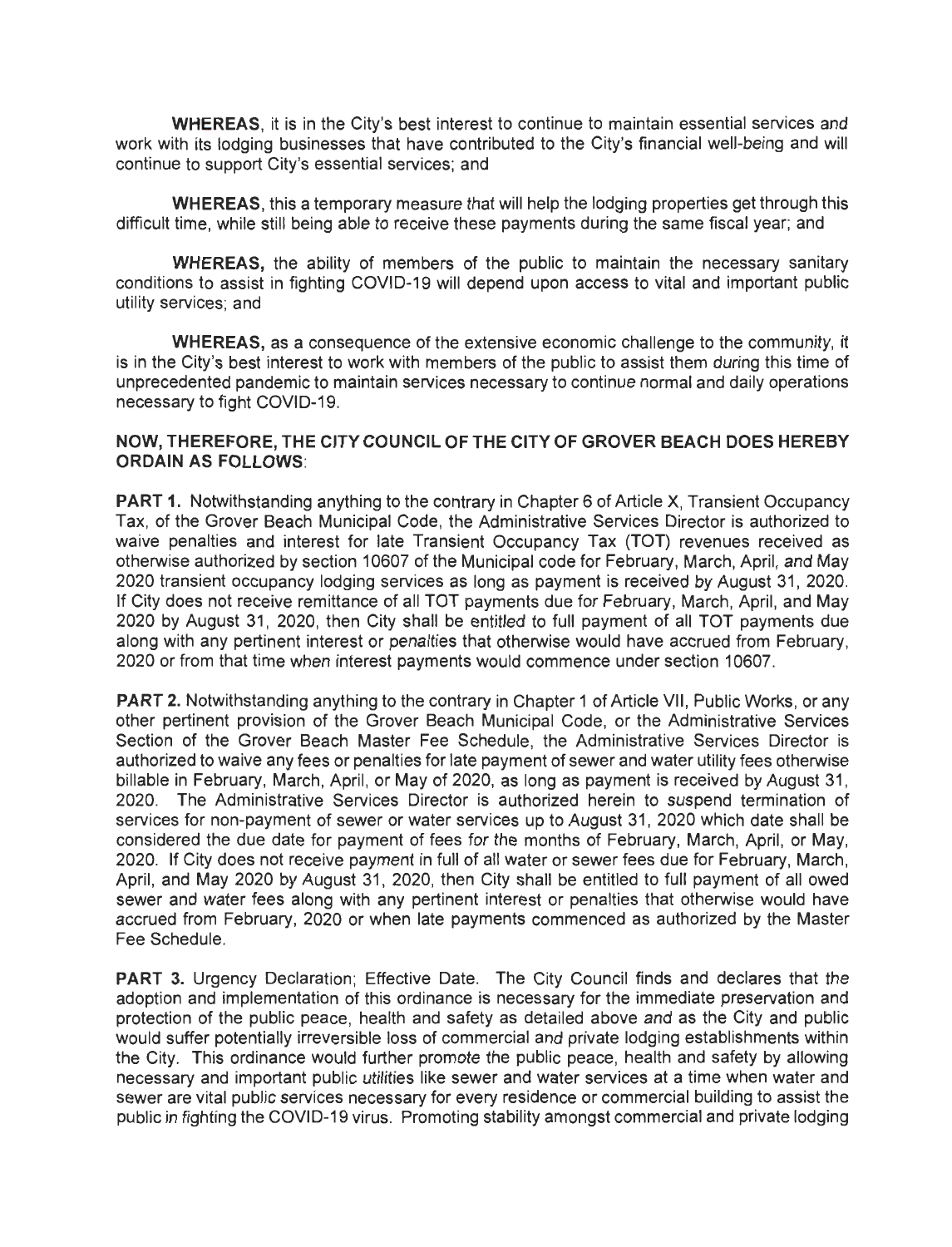**WHEREAS**, it is in the City's best interest to continue to maintain essential services and work with its lodging businesses that have contributed to the City's financial well-being and will continue to support City's essential services; and

**WHEREAS**, this a temporary measure that will help the lodging properties get through this difficult time, while still being able to receive these payments during the same fiscal year; and

**WHEREAS,** the ability of members of the public to maintain the necessary sanitary conditions to assist in fighting COVID-19 will depend upon access to vital and important public utility services; and

**WHEREAS,** as a consequence of the extensive economic challenge to the community, it is in the City's best interest to work with members of the public to assist them during this time of unprecedented pandemic to maintain services necessary to continue normal and daily operations necessary to fight COVID-19.

**NOW, THEREFORE, THE CITY COUNCIL OF THE CITY OF GROVER BEACH DOES HEREBY ORDAIN AS FOLLOWS**:

**PART 1.** Notwithstanding anything to the contrary in Chapter 6 of Article X, Transient Occupancy Tax, of the Grover Beach Municipal Code, the Administrative Services Director is authorized to waive penalties and interest for late Transient Occupancy Tax (TOT) revenues received as otherwise authorized by section 10607 of the Municipal code for February, March, April, and May 2020 transient occupancy lodging services as long as payment is received by August 31, 2020. If City does not receive remittance of all TOT payments due for February, March, April, and May 2020 by August 31, 2020, then City shall be entitled to full payment of all TOT payments due along with any pertinent interest or penalties that otherwise would have accrued from February, 2020 or from that time when interest payments would commence under section 10607.

**PART 2.** Notwithstanding anything to the contrary in Chapter 1 of Article VII, Public Works, or any other pertinent provision of the Grover Beach Municipal Code, or the Administrative Services Section of the Grover Beach Master Fee Schedule, the Administrative Services Director is authorized to waive any fees or penalties for late payment of sewer and water utility fees otherwise billable in February, March, April, or May of 2020, as long as payment is received by August 31, 2020. The Administrative Services Director is authorized herein to suspend termination of services for non-payment of sewer or water services up to August 31, 2020 which date shall be considered the due date for payment of fees for the months of February, March, April, or May, 2020. If City does not receive payment in full of all water or sewer fees due for February, March, April, and May 2020 by August 31, 2020, then City shall be entitled to full payment of all owed sewer and water fees along with any pertinent interest or penalties that otherwise would have accrued from February, 2020 or when late payments commenced as authorized by the Master Fee Schedule.

**PART 3.** Urgency Declaration; Effective Date. The City Council finds and declares that the adoption and implementation of this ordinance is necessary for the immediate preservation and protection of the public peace, health and safety as detailed above and as the City and public would suffer potentially irreversible loss of commercial and private lodging establishments within the City. This ordinance would further promote the public peace, health and safety by allowing necessary and important public utilities like sewer and water services at a time when water and sewer are vital public services necessary for every residence or commercial building to assist the public in fighting the COVID-19 virus. Promoting stability amongst commercial and private lodging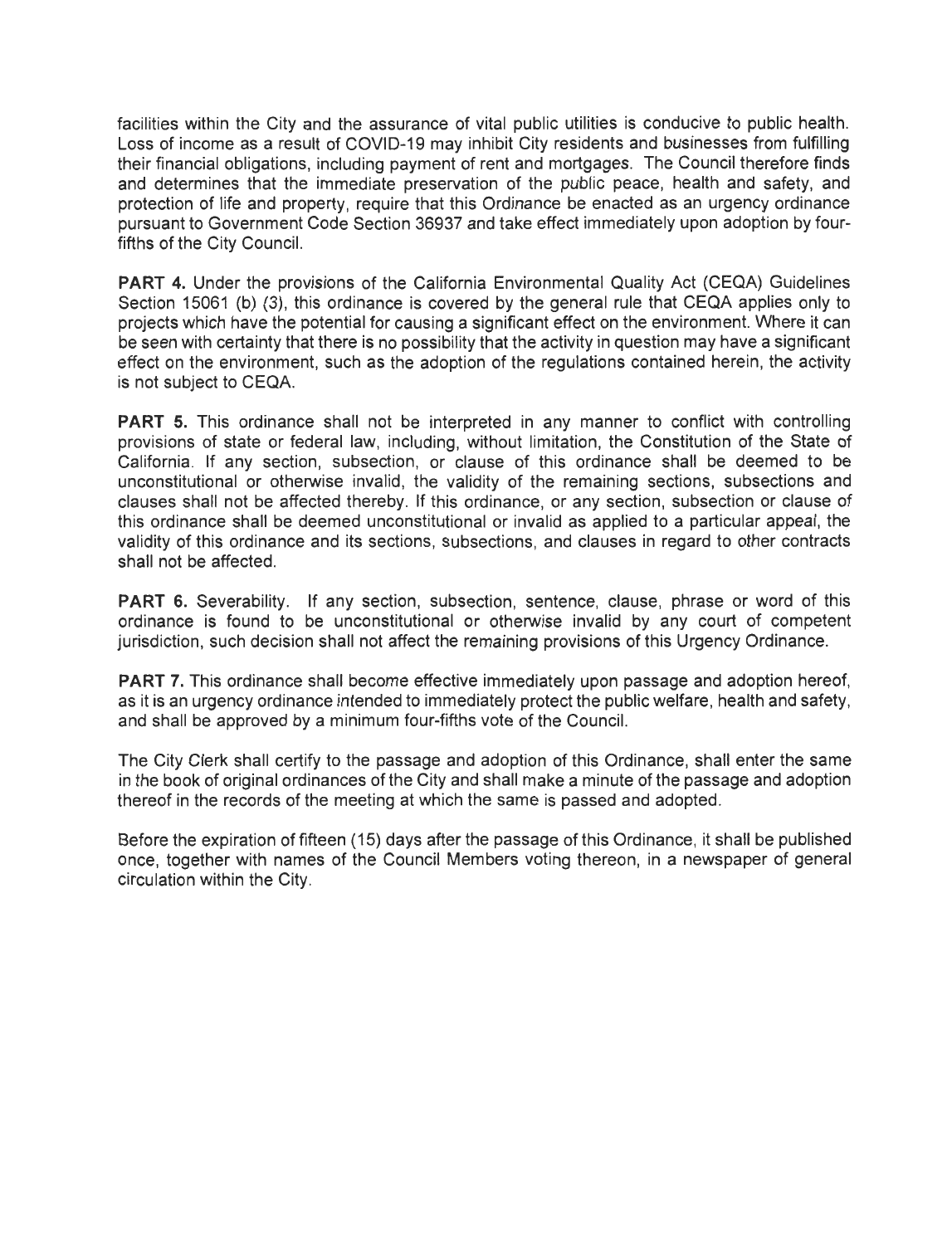facilities within the City and the assurance of vital public utilities is conducive to public health. Loss of income as a result of COVID-19 may inhibit City residents and businesses from fulfilling their financial obligations, including payment of rent and mortgages. The Council therefore finds and determines that the immediate preservation of the public peace, health and safety, and protection of life and property, require that this Ordinance be enacted as an urgency ordinance pursuant to Government Code Section 36937 and take effect immediately upon adoption by four-fifths of the City Council.

**PART 4.** Under the provisions of the California Environmental Quality Act (CEQA) Guidelines Section 15061 (b) (3), this ordinance is covered by the general rule that CEQA applies only to projects which have the potential for causing a significant effect on the environment. Where it can be seen with certainty that there is no possibility that the activity in question may have a significant effect on the environment, such as the adoption of the regulations contained herein, the activity is not subject to CEQA.

**PART 5.** This ordinance shall not be interpreted in any manner to conflict with controlling provisions of state or federal law, including, without limitation, the Constitution of the State of California. If any section, subsection, or clause of this ordinance shall be deemed to be unconstitutional or otherwise invalid, the validity of the remaining sections, subsections and clauses shall not be affected thereby. If this ordinance, or any section, subsection or clause of this ordinance shall be deemed unconstitutional or invalid as applied to a particular appeal, the validity of this ordinance and its sections, subsections, and clauses in regard to other contracts shall not be affected.

**PART 6.** Severability. If any section, subsection, sentence, clause, phrase or word of this ordinance is found to be unconstitutional or otherwise invalid by any court of competent jurisdiction, such decision shall not affect the remaining provisions of this Urgency Ordinance.

**PART 7.** This ordinance shall become effective immediately upon passage and adoption hereof, as it is an urgency ordinance intended to immediately protect the public welfare, health and safety, and shall be approved by a minimum four-fifths vote of the Council.

The City Clerk shall certify to the passage and adoption of this Ordinance, shall enter the same in the book of original ordinances of the City and shall make a minute of the passage and adoption thereof in the records of the meeting at which the same is passed and adopted.

Before the expiration of fifteen (15) days after the passage of this Ordinance, it shall be published once, together with names of the Council Members voting thereon, in a newspaper of general circulation within the City.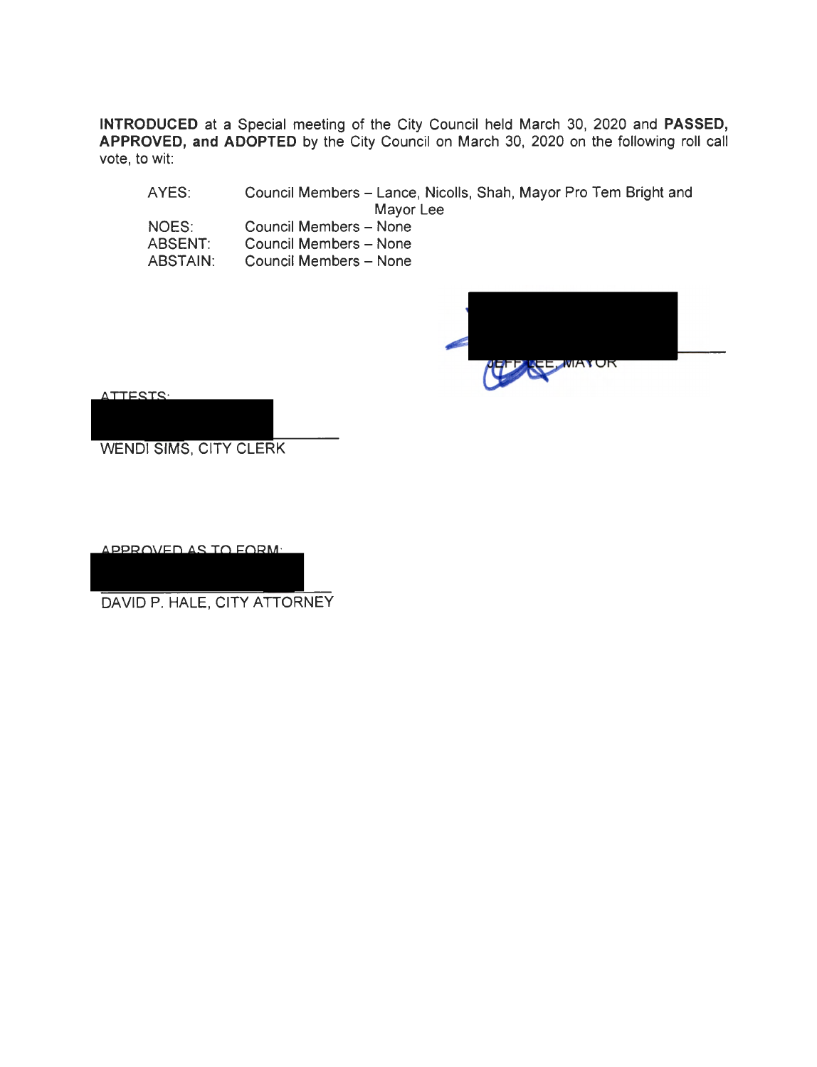**INTRODUCED** at a Special meeting of the City Council held March 30, 2020 and **PASSED, APPROVED, and ADOPTED** by the City Council on March 30, 2020 on the following roll call vote, to wit:

| | |
|---|---|
| AYES: | Council Members – Lance, Nicolls, Shah, Mayor Pro Tem Bright and Mayor Lee |
| NOES: | Council Members – None |
| ABSENT: | Council Members – None |
| ABSTAIN: | Council Members – None |

JEFF LEE, MAYOR

ATTESTS:

WENDI SIMS, CITY CLERK

APPROVED AS TO FORM:

DAVID P. HALE, CITY ATTORNEY